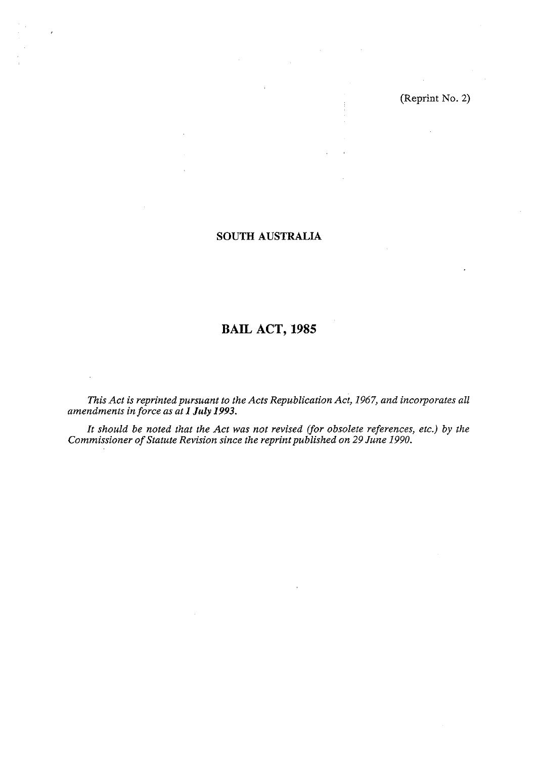(Reprint No. 2)

## SOUTH AUSTRALIA

# BAIL ACT, 1985

*This Act is reprinted pursuant to the Acts Republication Act, 1967, and incorporates all amendments in force as at **1 July 1993**.*

*It should be noted that the Act was not revised (for obsolete references, etc.) by the Commissioner of Statute Revision since the reprint published on 29 June 1990.*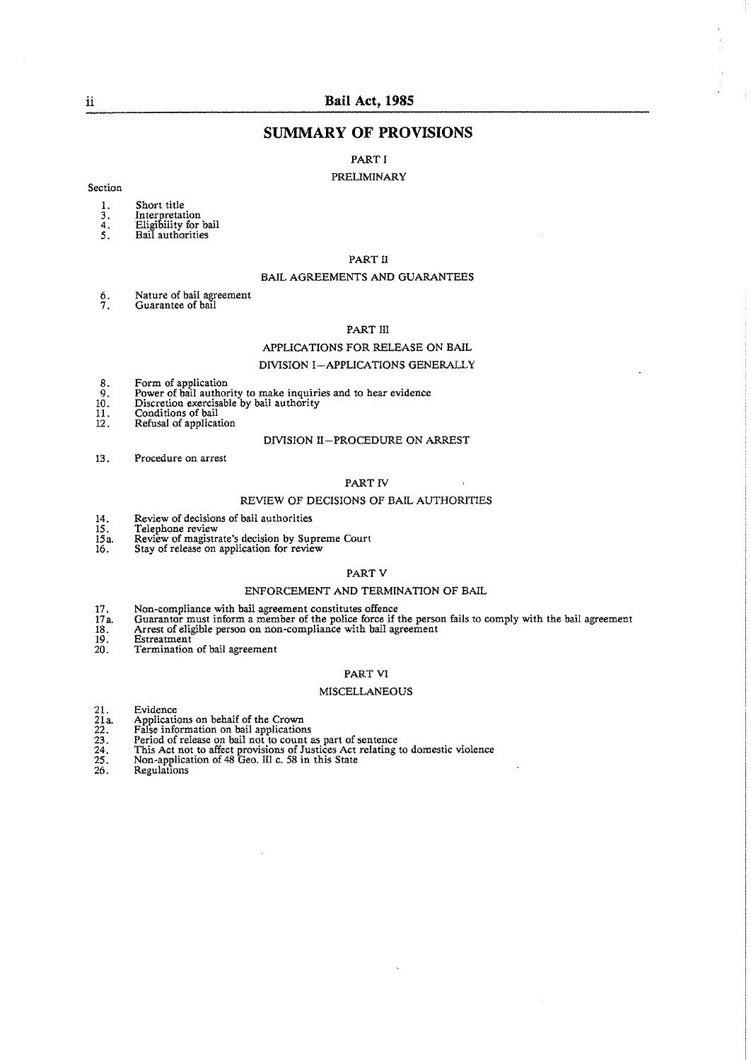# SUMMARY OF PROVISIONS

## PART I

### PRELIMINARY

Section

1. Short title
3. Interpretation
4. Eligibility for bail
5. Bail authorities

## PART II

### BAIL AGREEMENTS AND GUARANTEES

6. Nature of bail agreement
7. Guarantee of bail

## PART III

### APPLICATIONS FOR RELEASE ON BAIL

#### DIVISION I—APPLICATIONS GENERALLY

8. Form of application
9. Power of bail authority to make inquiries and to hear evidence
10. Discretion exercisable by bail authority
11. Conditions of bail
12. Refusal of application

#### DIVISION II—PROCEDURE ON ARREST

13. Procedure on arrest

## PART IV

### REVIEW OF DECISIONS OF BAIL AUTHORITIES

14. Review of decisions of bail authorities
15. Telephone review

15a. Review of magistrate's decision by Supreme Court

16. Stay of release on application for review

## PART V

### ENFORCEMENT AND TERMINATION OF BAIL

17. Non-compliance with bail agreement constitutes offence

17a. Guarantor must inform a member of the police force if the person fails to comply with the bail agreement

18. Arrest of eligible person on non-compliance with bail agreement
19. Estreatment
20. Termination of bail agreement

## PART VI

### MISCELLANEOUS

21. Evidence

21a. Applications on behalf of the Crown

22. False information on bail applications
23. Period of release on bail not to count as part of sentence
24. This Act not to affect provisions of Justices Act relating to domestic violence
25. Non-application of 48 Geo. III c. 58 in this State
26. Regulations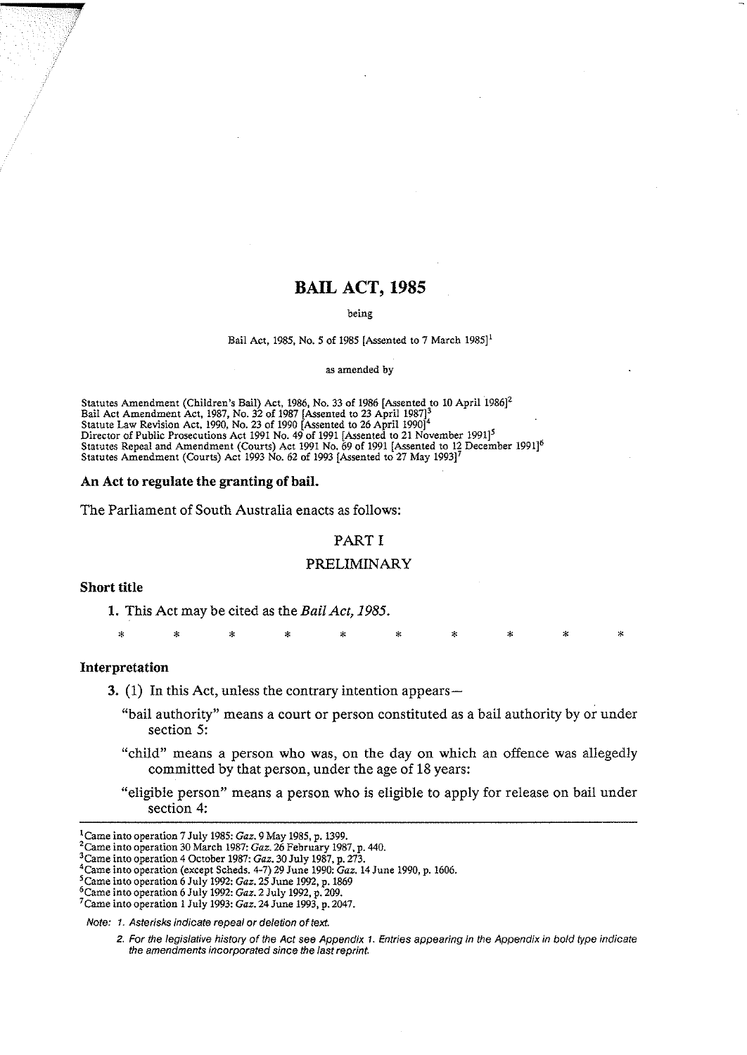# BAIL ACT, 1985

being

Bail Act, 1985, No. 5 of 1985 [Assented to 7 March 1985][1]

as amended by

Statutes Amendment (Children's Bail) Act, 1986, No. 33 of 1986 [Assented to 10 April 1986][2]
Bail Act Amendment Act, 1987, No. 32 of 1987 [Assented to 23 April 1987][3]
Statute Law Revision Act, 1990, No. 23 of 1990 [Assented to 26 April 1990][4]
Director of Public Prosecutions Act 1991 No. 49 of 1991 [Assented to 21 November 1991][5]
Statutes Repeal and Amendment (Courts) Act 1991 No. 69 of 1991 [Assented to 12 December 1991][6]
Statutes Amendment (Courts) Act 1993 No. 62 of 1993 [Assented to 27 May 1993][7]

**An Act to regulate the granting of bail.**

The Parliament of South Australia enacts as follows:

## PART I

## PRELIMINARY

**Short title**

**1.** This Act may be cited as the *Bail Act, 1985*.

\* \* \* \* \* \* \* \* \* \*

**Interpretation**

**3.** (1) In this Act, unless the contrary intention appears—

"bail authority" means a court or person constituted as a bail authority by or under section 5:

"child" means a person who was, on the day on which an offence was allegedly committed by that person, under the age of 18 years:

"eligible person" means a person who is eligible to apply for release on bail under section 4:

---

[1] Came into operation 7 July 1985: *Gaz.* 9 May 1985, p. 1399.
[2] Came into operation 30 March 1987: *Gaz.* 26 February 1987, p. 440.
[3] Came into operation 4 October 1987: *Gaz.* 30 July 1987, p. 273.
[4] Came into operation (except Scheds. 4-7) 29 June 1990: *Gaz.* 14 June 1990, p. 1606.
[5] Came into operation 6 July 1992: *Gaz.* 25 June 1992, p. 1869
[6] Came into operation 6 July 1992: *Gaz.* 2 July 1992, p. 209.
[7] Came into operation 1 July 1993: *Gaz.* 24 June 1993, p. 2047.

*Note: 1. Asterisks indicate repeal or deletion of text.*

*2. For the legislative history of the Act see Appendix 1. Entries appearing in the Appendix in bold type indicate the amendments incorporated since the last reprint.*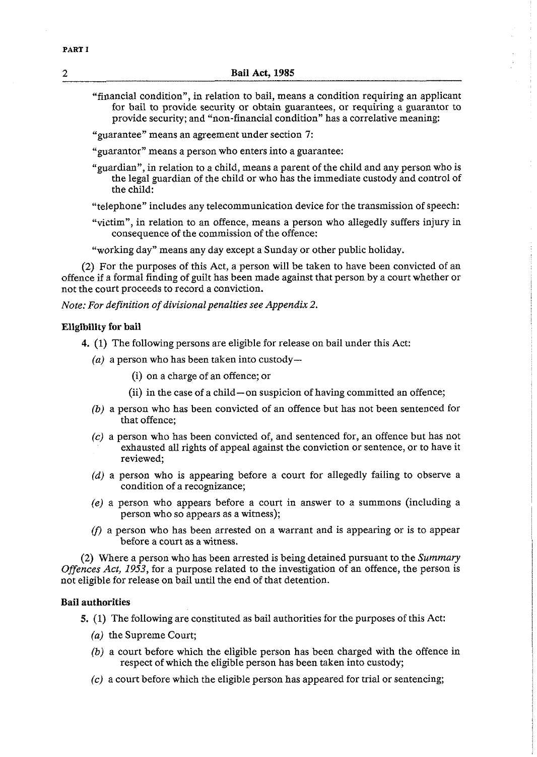"financial condition", in relation to bail, means a condition requiring an applicant for bail to provide security or obtain guarantees, or requiring a guarantor to provide security; and "non-financial condition" has a correlative meaning:

"guarantee" means an agreement under section 7:

"guarantor" means a person who enters into a guarantee:

"guardian", in relation to a child, means a parent of the child and any person who is the legal guardian of the child or who has the immediate custody and control of the child:

"telephone" includes any telecommunication device for the transmission of speech:

"victim", in relation to an offence, means a person who allegedly suffers injury in consequence of the commission of the offence:

"working day" means any day except a Sunday or other public holiday.

(2) For the purposes of this Act, a person will be taken to have been convicted of an offence if a formal finding of guilt has been made against that person by a court whether or not the court proceeds to record a conviction.

*Note: For definition of divisional penalties see Appendix 2.*

**Eligibility for bail**

4. (1) The following persons are eligible for release on bail under this Act:

*(a)* a person who has been taken into custody—

(i) on a charge of an offence; or

(ii) in the case of a child—on suspicion of having committed an offence;

*(b)* a person who has been convicted of an offence but has not been sentenced for that offence;

*(c)* a person who has been convicted of, and sentenced for, an offence but has not exhausted all rights of appeal against the conviction or sentence, or to have it reviewed;

*(d)* a person who is appearing before a court for allegedly failing to observe a condition of a recognizance;

*(e)* a person who appears before a court in answer to a summons (including a person who so appears as a witness);

*(f)* a person who has been arrested on a warrant and is appearing or is to appear before a court as a witness.

(2) Where a person who has been arrested is being detained pursuant to the *Summary Offences Act, 1953*, for a purpose related to the investigation of an offence, the person is not eligible for release on bail until the end of that detention.

**Bail authorities**

5. (1) The following are constituted as bail authorities for the purposes of this Act:

*(a)* the Supreme Court;

*(b)* a court before which the eligible person has been charged with the offence in respect of which the eligible person has been taken into custody;

*(c)* a court before which the eligible person has appeared for trial or sentencing;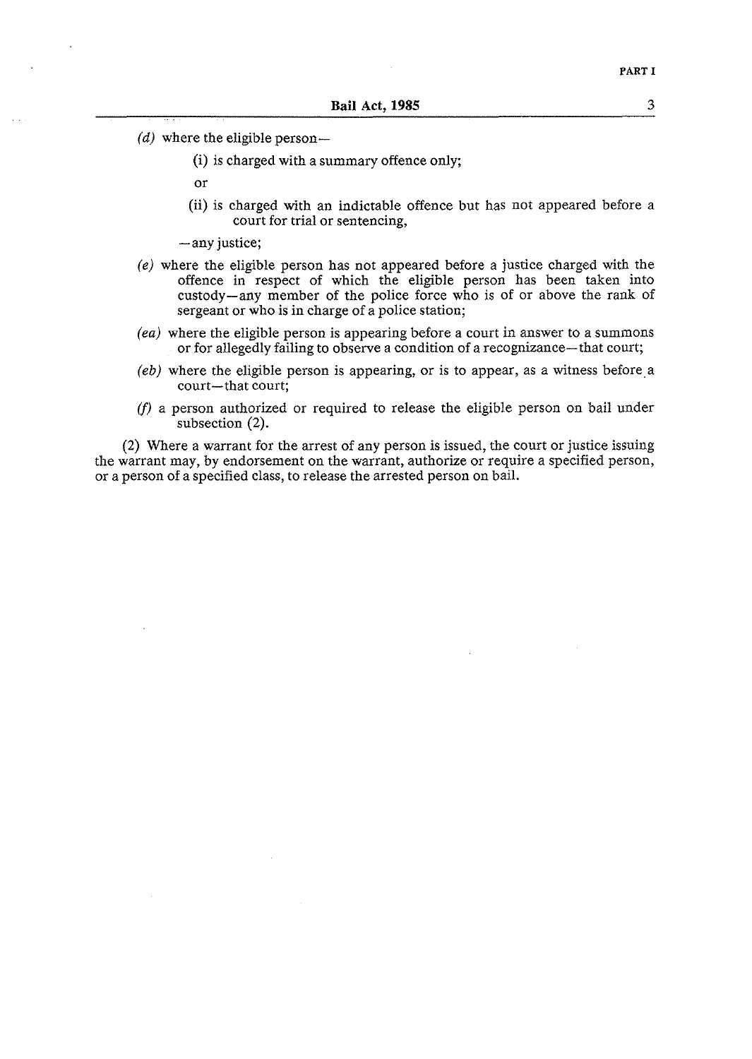(*d*) where the eligible person—

(i) is charged with a summary offence only;

or

(ii) is charged with an indictable offence but has not appeared before a court for trial or sentencing,

—any justice;

(*e*) where the eligible person has not appeared before a justice charged with the offence in respect of which the eligible person has been taken into custody—any member of the police force who is of or above the rank of sergeant or who is in charge of a police station;

(*ea*) where the eligible person is appearing before a court in answer to a summons or for allegedly failing to observe a condition of a recognizance—that court;

(*eb*) where the eligible person is appearing, or is to appear, as a witness before a court—that court;

(*f*) a person authorized or required to release the eligible person on bail under subsection (2).

(2) Where a warrant for the arrest of any person is issued, the court or justice issuing the warrant may, by endorsement on the warrant, authorize or require a specified person, or a person of a specified class, to release the arrested person on bail.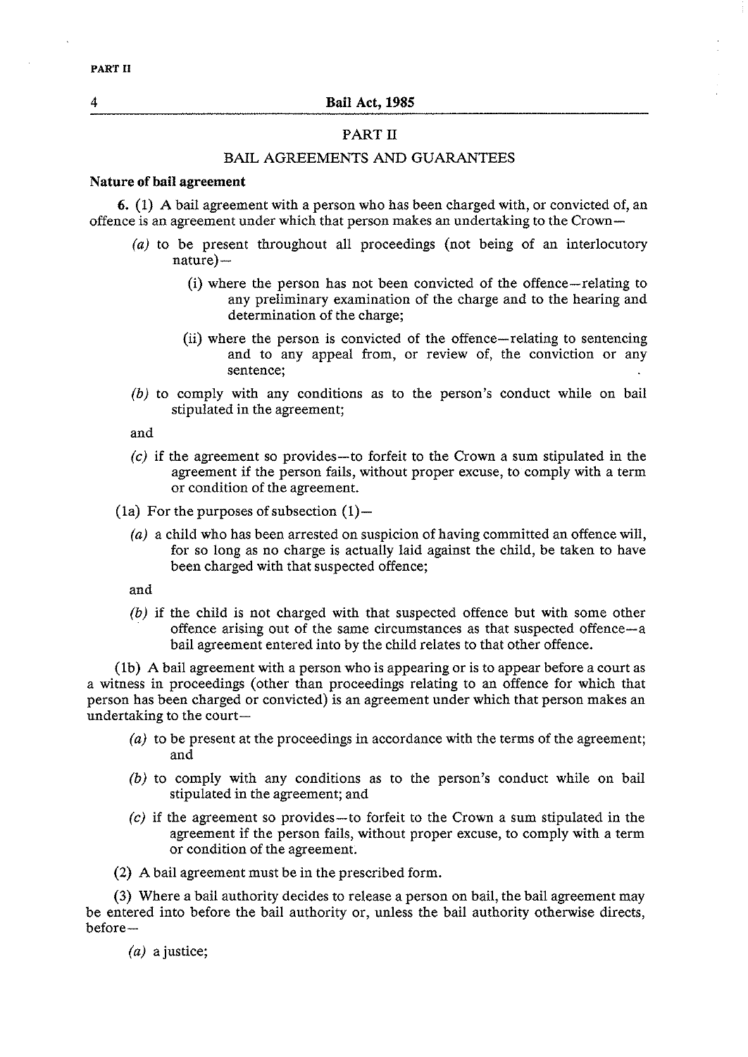## PART II

## BAIL AGREEMENTS AND GUARANTEES

**Nature of bail agreement**

**6.** (1) A bail agreement with a person who has been charged with, or convicted of, an offence is an agreement under which that person makes an undertaking to the Crown—

- *(a)* to be present throughout all proceedings (not being of an interlocutory nature)—
  - (i) where the person has not been convicted of the offence—relating to any preliminary examination of the charge and to the hearing and determination of the charge;
  - (ii) where the person is convicted of the offence—relating to sentencing and to any appeal from, or review of, the conviction or any sentence;
- *(b)* to comply with any conditions as to the person's conduct while on bail stipulated in the agreement;

  and
- *(c)* if the agreement so provides—to forfeit to the Crown a sum stipulated in the agreement if the person fails, without proper excuse, to comply with a term or condition of the agreement.

(1a) For the purposes of subsection (1)—

- *(a)* a child who has been arrested on suspicion of having committed an offence will, for so long as no charge is actually laid against the child, be taken to have been charged with that suspected offence;

  and
- *(b)* if the child is not charged with that suspected offence but with some other offence arising out of the same circumstances as that suspected offence—a bail agreement entered into by the child relates to that other offence.

(1b) A bail agreement with a person who is appearing or is to appear before a court as a witness in proceedings (other than proceedings relating to an offence for which that person has been charged or convicted) is an agreement under which that person makes an undertaking to the court—

- *(a)* to be present at the proceedings in accordance with the terms of the agreement; and
- *(b)* to comply with any conditions as to the person's conduct while on bail stipulated in the agreement; and
- *(c)* if the agreement so provides—to forfeit to the Crown a sum stipulated in the agreement if the person fails, without proper excuse, to comply with a term or condition of the agreement.

(2) A bail agreement must be in the prescribed form.

(3) Where a bail authority decides to release a person on bail, the bail agreement may be entered into before the bail authority or, unless the bail authority otherwise directs, before—

- *(a)* a justice;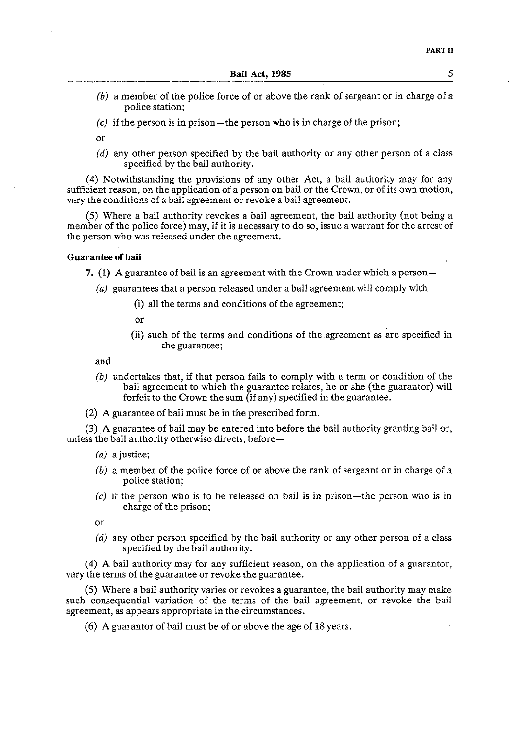(*b*) a member of the police force of or above the rank of sergeant or in charge of a police station;

(*c*) if the person is in prison—the person who is in charge of the prison;

or

(*d*) any other person specified by the bail authority or any other person of a class specified by the bail authority.

(4) Notwithstanding the provisions of any other Act, a bail authority may for any sufficient reason, on the application of a person on bail or the Crown, or of its own motion, vary the conditions of a bail agreement or revoke a bail agreement.

(5) Where a bail authority revokes a bail agreement, the bail authority (not being a member of the police force) may, if it is necessary to do so, issue a warrant for the arrest of the person who was released under the agreement.

**Guarantee of bail**

7. (1) A guarantee of bail is an agreement with the Crown under which a person—

(*a*) guarantees that a person released under a bail agreement will comply with—

(i) all the terms and conditions of the agreement;

or

(ii) such of the terms and conditions of the agreement as are specified in the guarantee;

and

(*b*) undertakes that, if that person fails to comply with a term or condition of the bail agreement to which the guarantee relates, he or she (the guarantor) will forfeit to the Crown the sum (if any) specified in the guarantee.

(2) A guarantee of bail must be in the prescribed form.

(3) A guarantee of bail may be entered into before the bail authority granting bail or, unless the bail authority otherwise directs, before—

(*a*) a justice;

(*b*) a member of the police force of or above the rank of sergeant or in charge of a police station;

(*c*) if the person who is to be released on bail is in prison—the person who is in charge of the prison;

or

(*d*) any other person specified by the bail authority or any other person of a class specified by the bail authority.

(4) A bail authority may for any sufficient reason, on the application of a guarantor, vary the terms of the guarantee or revoke the guarantee.

(5) Where a bail authority varies or revokes a guarantee, the bail authority may make such consequential variation of the terms of the bail agreement, or revoke the bail agreement, as appears appropriate in the circumstances.

(6) A guarantor of bail must be of or above the age of 18 years.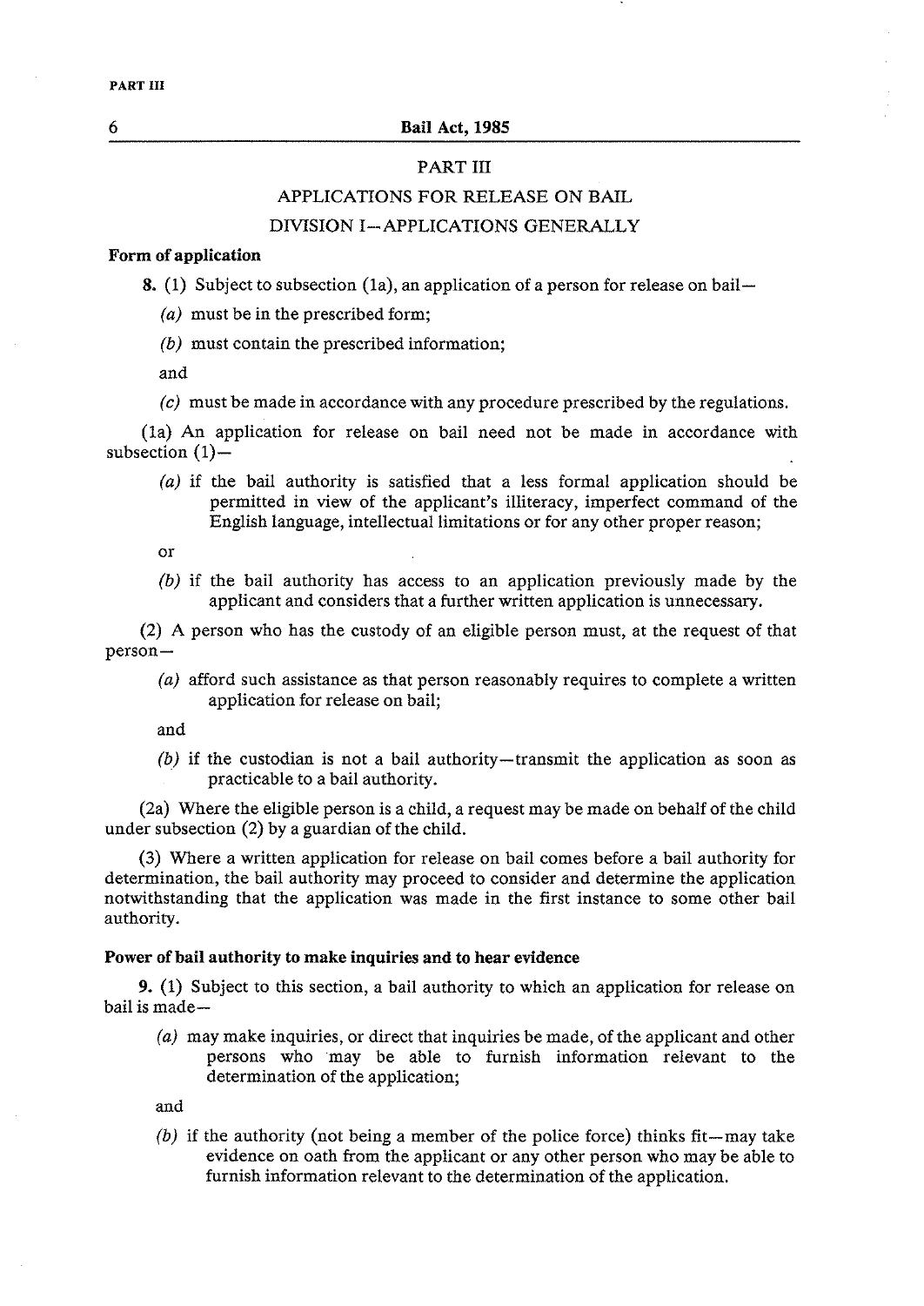## PART III

## APPLICATIONS FOR RELEASE ON BAIL

### DIVISION I—APPLICATIONS GENERALLY

**Form of application**

8. (1) Subject to subsection (1a), an application of a person for release on bail—

*(a)* must be in the prescribed form;

*(b)* must contain the prescribed information;

and

*(c)* must be made in accordance with any procedure prescribed by the regulations.

(1a) An application for release on bail need not be made in accordance with subsection (1)—

*(a)* if the bail authority is satisfied that a less formal application should be permitted in view of the applicant's illiteracy, imperfect command of the English language, intellectual limitations or for any other proper reason;

or

*(b)* if the bail authority has access to an application previously made by the applicant and considers that a further written application is unnecessary.

(2) A person who has the custody of an eligible person must, at the request of that person—

*(a)* afford such assistance as that person reasonably requires to complete a written application for release on bail;

and

*(b)* if the custodian is not a bail authority—transmit the application as soon as practicable to a bail authority.

(2a) Where the eligible person is a child, a request may be made on behalf of the child under subsection (2) by a guardian of the child.

(3) Where a written application for release on bail comes before a bail authority for determination, the bail authority may proceed to consider and determine the application notwithstanding that the application was made in the first instance to some other bail authority.

**Power of bail authority to make inquiries and to hear evidence**

9. (1) Subject to this section, a bail authority to which an application for release on bail is made—

*(a)* may make inquiries, or direct that inquiries be made, of the applicant and other persons who may be able to furnish information relevant to the determination of the application;

and

*(b)* if the authority (not being a member of the police force) thinks fit—may take evidence on oath from the applicant or any other person who may be able to furnish information relevant to the determination of the application.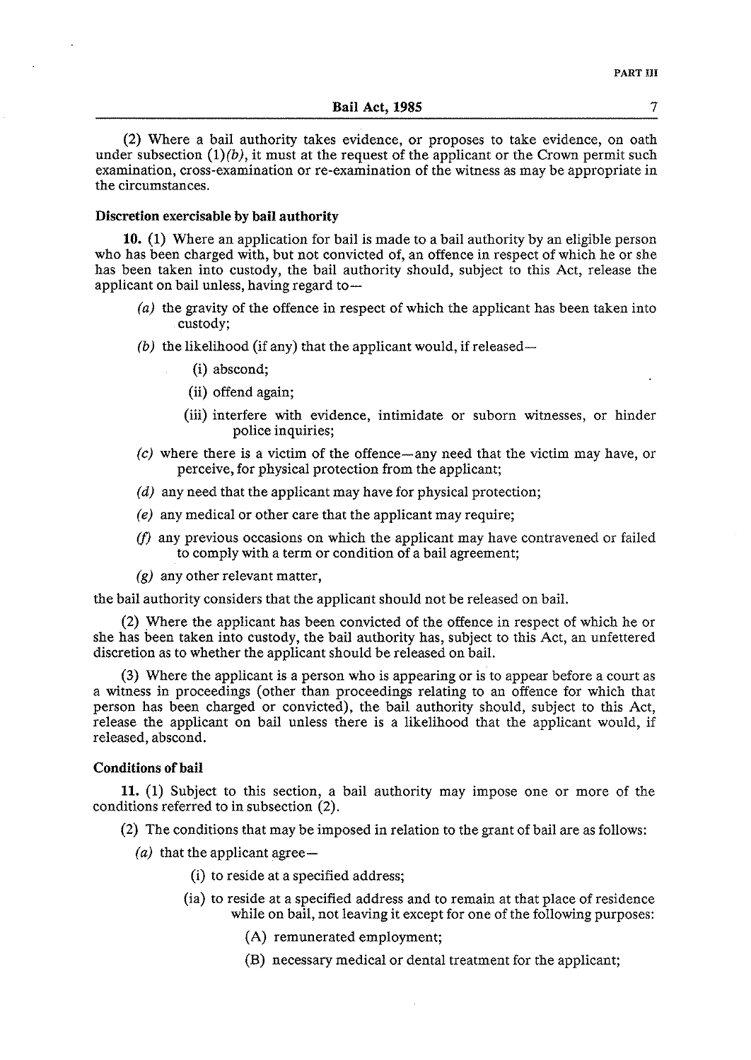(2) Where a bail authority takes evidence, or proposes to take evidence, on oath under subsection (1)*(b)*, it must at the request of the applicant or the Crown permit such examination, cross-examination or re-examination of the witness as may be appropriate in the circumstances.

**Discretion exercisable by bail authority**

**10.** (1) Where an application for bail is made to a bail authority by an eligible person who has been charged with, but not convicted of, an offence in respect of which he or she has been taken into custody, the bail authority should, subject to this Act, release the applicant on bail unless, having regard to—

- *(a)* the gravity of the offence in respect of which the applicant has been taken into custody;
- *(b)* the likelihood (if any) that the applicant would, if released—
  - (i) abscond;
  - (ii) offend again;
  - (iii) interfere with evidence, intimidate or suborn witnesses, or hinder police inquiries;
- *(c)* where there is a victim of the offence—any need that the victim may have, or perceive, for physical protection from the applicant;
- *(d)* any need that the applicant may have for physical protection;
- *(e)* any medical or other care that the applicant may require;
- *(f)* any previous occasions on which the applicant may have contravened or failed to comply with a term or condition of a bail agreement;
- *(g)* any other relevant matter,

the bail authority considers that the applicant should not be released on bail.

(2) Where the applicant has been convicted of the offence in respect of which he or she has been taken into custody, the bail authority has, subject to this Act, an unfettered discretion as to whether the applicant should be released on bail.

(3) Where the applicant is a person who is appearing or is to appear before a court as a witness in proceedings (other than proceedings relating to an offence for which that person has been charged or convicted), the bail authority should, subject to this Act, release the applicant on bail unless there is a likelihood that the applicant would, if released, abscond.

**Conditions of bail**

**11.** (1) Subject to this section, a bail authority may impose one or more of the conditions referred to in subsection (2).

(2) The conditions that may be imposed in relation to the grant of bail are as follows:

- *(a)* that the applicant agree—
  - (i) to reside at a specified address;
  - (ia) to reside at a specified address and to remain at that place of residence while on bail, not leaving it except for one of the following purposes:
    - (A) remunerated employment;
    - (B) necessary medical or dental treatment for the applicant;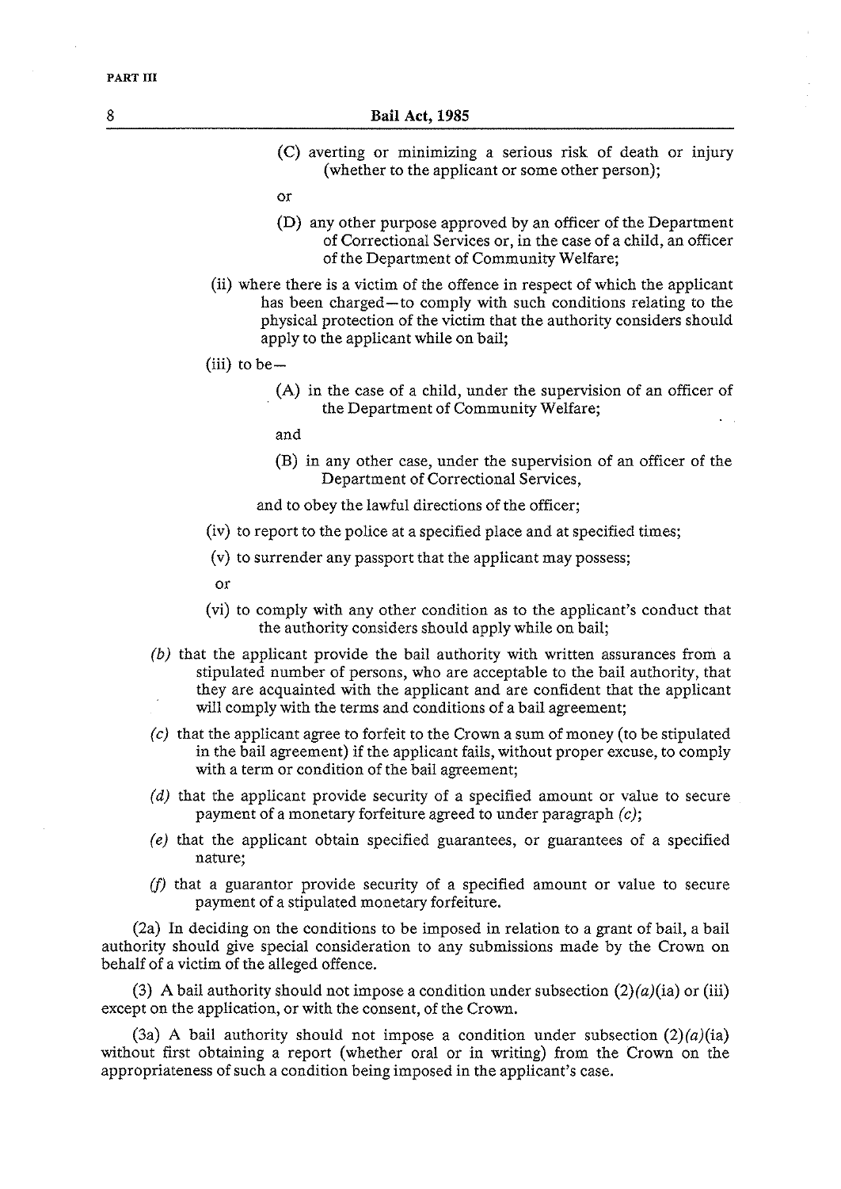(C) averting or minimizing a serious risk of death or injury (whether to the applicant or some other person);

or

(D) any other purpose approved by an officer of the Department of Correctional Services or, in the case of a child, an officer of the Department of Community Welfare;

(ii) where there is a victim of the offence in respect of which the applicant has been charged—to comply with such conditions relating to the physical protection of the victim that the authority considers should apply to the applicant while on bail;

(iii) to be—

(A) in the case of a child, under the supervision of an officer of the Department of Community Welfare;

and

(B) in any other case, under the supervision of an officer of the Department of Correctional Services,

and to obey the lawful directions of the officer;

(iv) to report to the police at a specified place and at specified times;

(v) to surrender any passport that the applicant may possess;

or

(vi) to comply with any other condition as to the applicant's conduct that the authority considers should apply while on bail;

*(b)* that the applicant provide the bail authority with written assurances from a stipulated number of persons, who are acceptable to the bail authority, that they are acquainted with the applicant and are confident that the applicant will comply with the terms and conditions of a bail agreement;

*(c)* that the applicant agree to forfeit to the Crown a sum of money (to be stipulated in the bail agreement) if the applicant fails, without proper excuse, to comply with a term or condition of the bail agreement;

*(d)* that the applicant provide security of a specified amount or value to secure payment of a monetary forfeiture agreed to under paragraph *(c)*;

*(e)* that the applicant obtain specified guarantees, or guarantees of a specified nature;

*(f)* that a guarantor provide security of a specified amount or value to secure payment of a stipulated monetary forfeiture.

(2a) In deciding on the conditions to be imposed in relation to a grant of bail, a bail authority should give special consideration to any submissions made by the Crown on behalf of a victim of the alleged offence.

(3) A bail authority should not impose a condition under subsection (2)*(a)*(ia) or (iii) except on the application, or with the consent, of the Crown.

(3a) A bail authority should not impose a condition under subsection (2)*(a)*(ia) without first obtaining a report (whether oral or in writing) from the Crown on the appropriateness of such a condition being imposed in the applicant's case.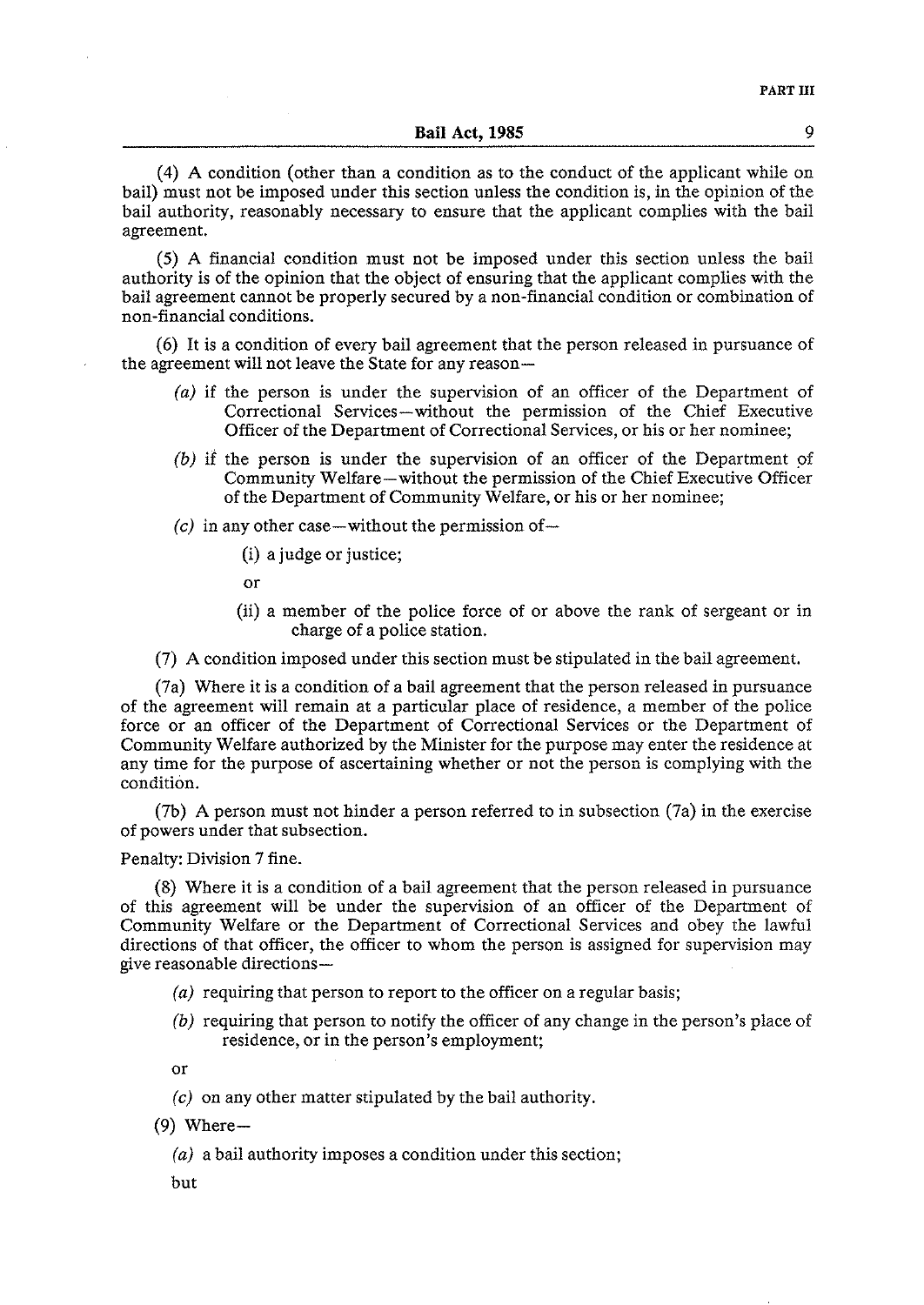(4) A condition (other than a condition as to the conduct of the applicant while on bail) must not be imposed under this section unless the condition is, in the opinion of the bail authority, reasonably necessary to ensure that the applicant complies with the bail agreement.

(5) A financial condition must not be imposed under this section unless the bail authority is of the opinion that the object of ensuring that the applicant complies with the bail agreement cannot be properly secured by a non-financial condition or combination of non-financial conditions.

(6) It is a condition of every bail agreement that the person released in pursuance of the agreement will not leave the State for any reason—

*(a)* if the person is under the supervision of an officer of the Department of Correctional Services—without the permission of the Chief Executive Officer of the Department of Correctional Services, or his or her nominee;

*(b)* if the person is under the supervision of an officer of the Department of Community Welfare—without the permission of the Chief Executive Officer of the Department of Community Welfare, or his or her nominee;

*(c)* in any other case—without the permission of—

(i) a judge or justice;

or

(ii) a member of the police force of or above the rank of sergeant or in charge of a police station.

(7) A condition imposed under this section must be stipulated in the bail agreement.

(7a) Where it is a condition of a bail agreement that the person released in pursuance of the agreement will remain at a particular place of residence, a member of the police force or an officer of the Department of Correctional Services or the Department of Community Welfare authorized by the Minister for the purpose may enter the residence at any time for the purpose of ascertaining whether or not the person is complying with the condition.

(7b) A person must not hinder a person referred to in subsection (7a) in the exercise of powers under that subsection.

Penalty: Division 7 fine.

(8) Where it is a condition of a bail agreement that the person released in pursuance of this agreement will be under the supervision of an officer of the Department of Community Welfare or the Department of Correctional Services and obey the lawful directions of that officer, the officer to whom the person is assigned for supervision may give reasonable directions—

*(a)* requiring that person to report to the officer on a regular basis;

*(b)* requiring that person to notify the officer of any change in the person's place of residence, or in the person's employment;

or

*(c)* on any other matter stipulated by the bail authority.

(9) Where—

*(a)* a bail authority imposes a condition under this section;

but